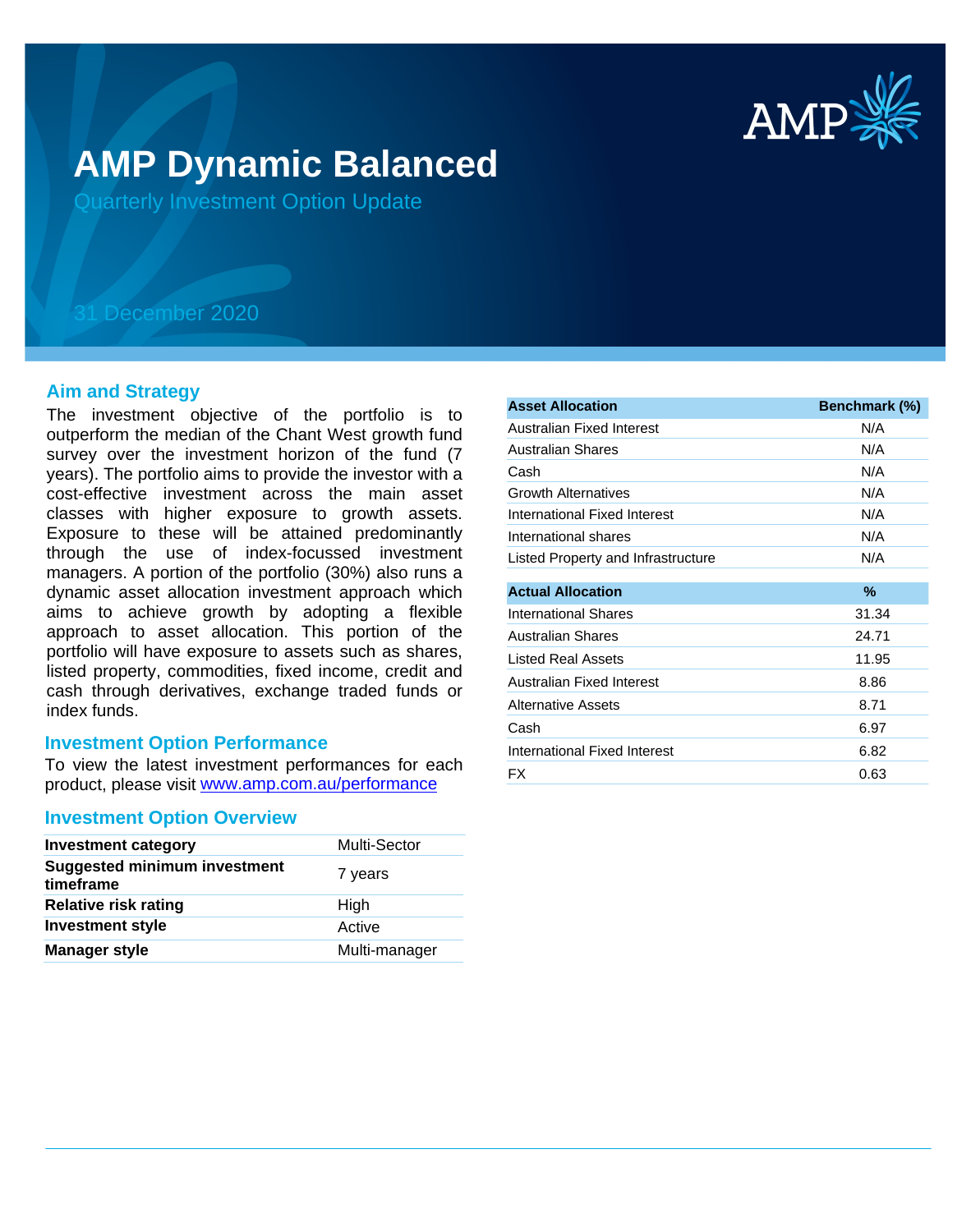# AMP Dynamic Balanced

Quarterly Investment Option Update

31 December 2020

## Aim and Strategy

The investment objective of the portfolio is to outperform the median of the Chant West growth fund survey over the investment horizon of the fund (7 years). The portfolio aims to provide the investor with a cost-effective investment across the main asset classes with higher exposure to growth assets. Exposure to these will be attained predominantly through the use of index-focussed investment managers. A portion of the portfolio (30%) also runs a dynamic asset allocation investment approach which aims to achieve growth by adopting a flexible approach to asset allocation. This portion of the portfolio will have exposure to assets such as shares, listed property, commodities, fixed income, credit and cash through derivatives, exchange traded funds or index funds.

## Investment Option Performance

To view the latest investment performances for each product, please visit www.amp.com.au/performance

## Investment Option Overview

| | |
|---|---|
| **Investment category** | Multi-Sector |
| **Suggested minimum investment timeframe** | 7 years |
| **Relative risk rating** | High |
| **Investment style** | Active |
| **Manager style** | Multi-manager |

| Asset Allocation | Benchmark (%) |
|---|---|
| Australian Fixed Interest | N/A |
| Australian Shares | N/A |
| Cash | N/A |
| Growth Alternatives | N/A |
| International Fixed Interest | N/A |
| International shares | N/A |
| Listed Property and Infrastructure | N/A |

| Actual Allocation | % |
|---|---|
| International Shares | 31.34 |
| Australian Shares | 24.71 |
| Listed Real Assets | 11.95 |
| Australian Fixed Interest | 8.86 |
| Alternative Assets | 8.71 |
| Cash | 6.97 |
| International Fixed Interest | 6.82 |
| FX | 0.63 |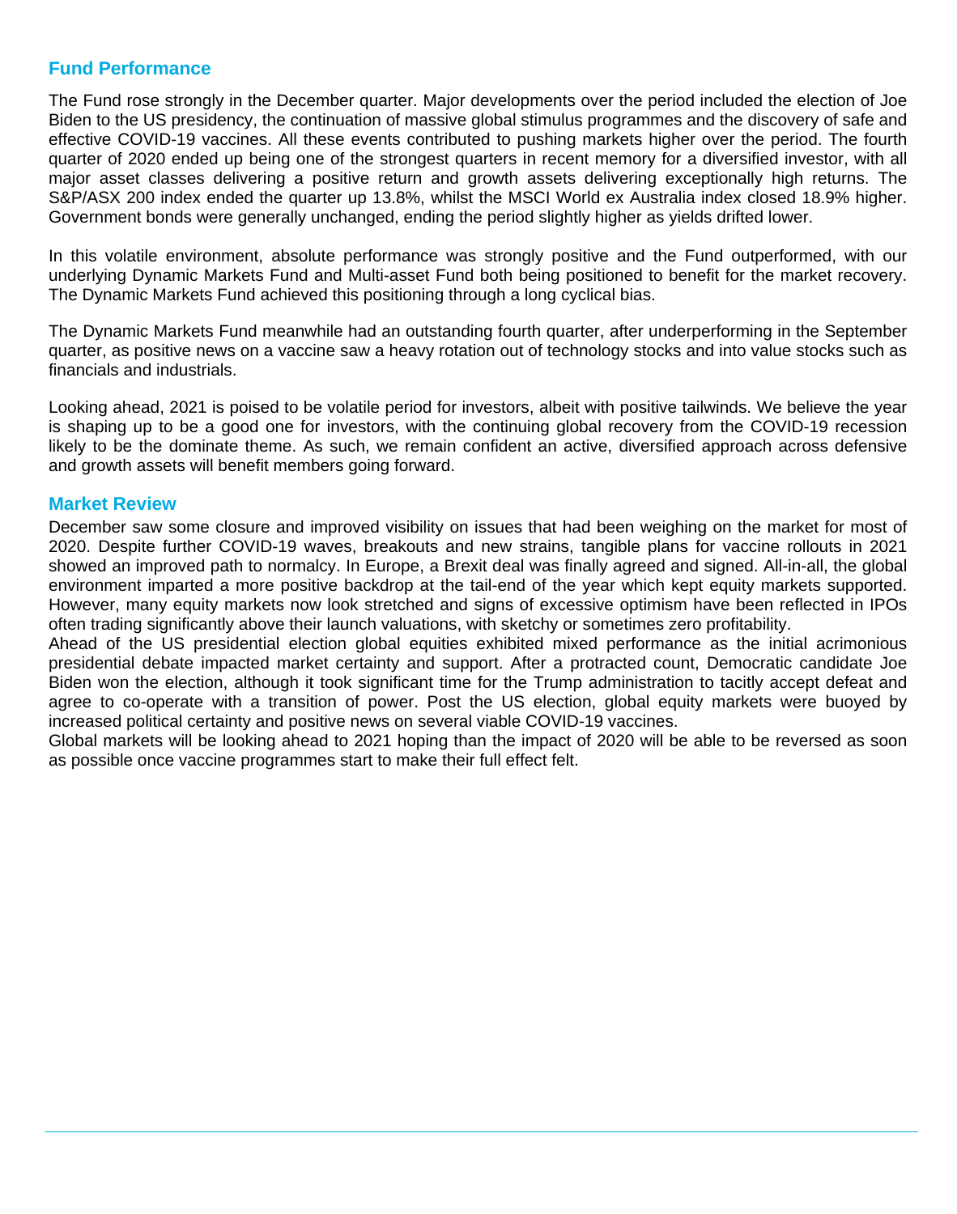## Fund Performance

The Fund rose strongly in the December quarter. Major developments over the period included the election of Joe Biden to the US presidency, the continuation of massive global stimulus programmes and the discovery of safe and effective COVID-19 vaccines. All these events contributed to pushing markets higher over the period. The fourth quarter of 2020 ended up being one of the strongest quarters in recent memory for a diversified investor, with all major asset classes delivering a positive return and growth assets delivering exceptionally high returns. The S&P/ASX 200 index ended the quarter up 13.8%, whilst the MSCI World ex Australia index closed 18.9% higher. Government bonds were generally unchanged, ending the period slightly higher as yields drifted lower.

In this volatile environment, absolute performance was strongly positive and the Fund outperformed, with our underlying Dynamic Markets Fund and Multi-asset Fund both being positioned to benefit for the market recovery. The Dynamic Markets Fund achieved this positioning through a long cyclical bias.

The Dynamic Markets Fund meanwhile had an outstanding fourth quarter, after underperforming in the September quarter, as positive news on a vaccine saw a heavy rotation out of technology stocks and into value stocks such as financials and industrials.

Looking ahead, 2021 is poised to be volatile period for investors, albeit with positive tailwinds. We believe the year is shaping up to be a good one for investors, with the continuing global recovery from the COVID-19 recession likely to be the dominate theme. As such, we remain confident an active, diversified approach across defensive and growth assets will benefit members going forward.

## Market Review

December saw some closure and improved visibility on issues that had been weighing on the market for most of 2020. Despite further COVID-19 waves, breakouts and new strains, tangible plans for vaccine rollouts in 2021 showed an improved path to normalcy. In Europe, a Brexit deal was finally agreed and signed. All-in-all, the global environment imparted a more positive backdrop at the tail-end of the year which kept equity markets supported. However, many equity markets now look stretched and signs of excessive optimism have been reflected in IPOs often trading significantly above their launch valuations, with sketchy or sometimes zero profitability.

Ahead of the US presidential election global equities exhibited mixed performance as the initial acrimonious presidential debate impacted market certainty and support. After a protracted count, Democratic candidate Joe Biden won the election, although it took significant time for the Trump administration to tacitly accept defeat and agree to co-operate with a transition of power. Post the US election, global equity markets were buoyed by increased political certainty and positive news on several viable COVID-19 vaccines.

Global markets will be looking ahead to 2021 hoping than the impact of 2020 will be able to be reversed as soon as possible once vaccine programmes start to make their full effect felt.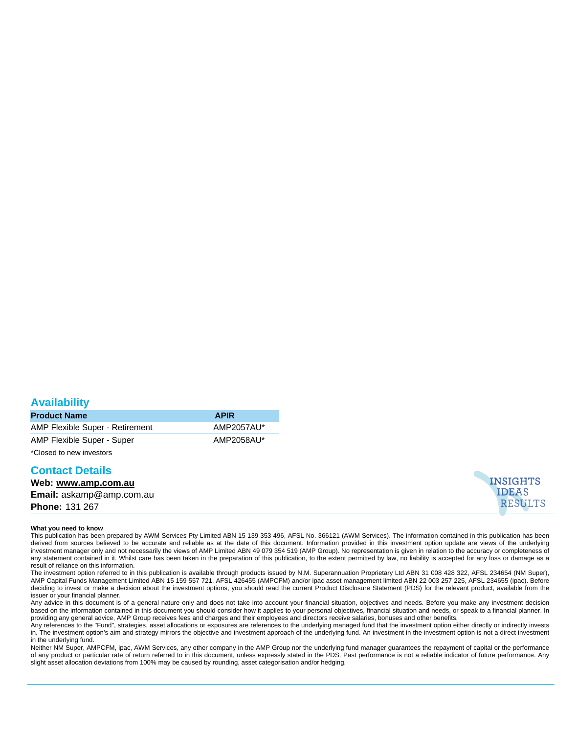## Availability

| Product Name | APIR |
|---|---|
| AMP Flexible Super - Retirement | AMP2057AU* |
| AMP Flexible Super - Super | AMP2058AU* |

*Closed to new investors

## Contact Details

**Web:** **www.amp.com.au**
**Email:** askamp@amp.com.au
**Phone:** 131 267

INSIGHTS
IDEAS
RESULTS

**What you need to know**

This publication has been prepared by AWM Services Pty Limited ABN 15 139 353 496, AFSL No. 366121 (AWM Services). The information contained in this publication has been derived from sources believed to be accurate and reliable as at the date of this document. Information provided in this investment option update are views of the underlying investment manager only and not necessarily the views of AMP Limited ABN 49 079 354 519 (AMP Group). No representation is given in relation to the accuracy or completeness of any statement contained in it. Whilst care has been taken in the preparation of this publication, to the extent permitted by law, no liability is accepted for any loss or damage as a result of reliance on this information.

The investment option referred to in this publication is available through products issued by N.M. Superannuation Proprietary Ltd ABN 31 008 428 322, AFSL 234654 (NM Super), AMP Capital Funds Management Limited ABN 15 159 557 721, AFSL 426455 (AMPCFM) and/or ipac asset management limited ABN 22 003 257 225, AFSL 234655 (ipac). Before deciding to invest or make a decision about the investment options, you should read the current Product Disclosure Statement (PDS) for the relevant product, available from the issuer or your financial planner.

Any advice in this document is of a general nature only and does not take into account your financial situation, objectives and needs. Before you make any investment decision based on the information contained in this document you should consider how it applies to your personal objectives, financial situation and needs, or speak to a financial planner. In providing any general advice, AMP Group receives fees and charges and their employees and directors receive salaries, bonuses and other benefits.

Any references to the "Fund", strategies, asset allocations or exposures are references to the underlying managed fund that the investment option either directly or indirectly invests in. The investment option's aim and strategy mirrors the objective and investment approach of the underlying fund. An investment in the investment option is not a direct investment in the underlying fund.

Neither NM Super, AMPCFM, ipac, AWM Services, any other company in the AMP Group nor the underlying fund manager guarantees the repayment of capital or the performance of any product or particular rate of return referred to in this document, unless expressly stated in the PDS. Past performance is not a reliable indicator of future performance. Any slight asset allocation deviations from 100% may be caused by rounding, asset categorisation and/or hedging.